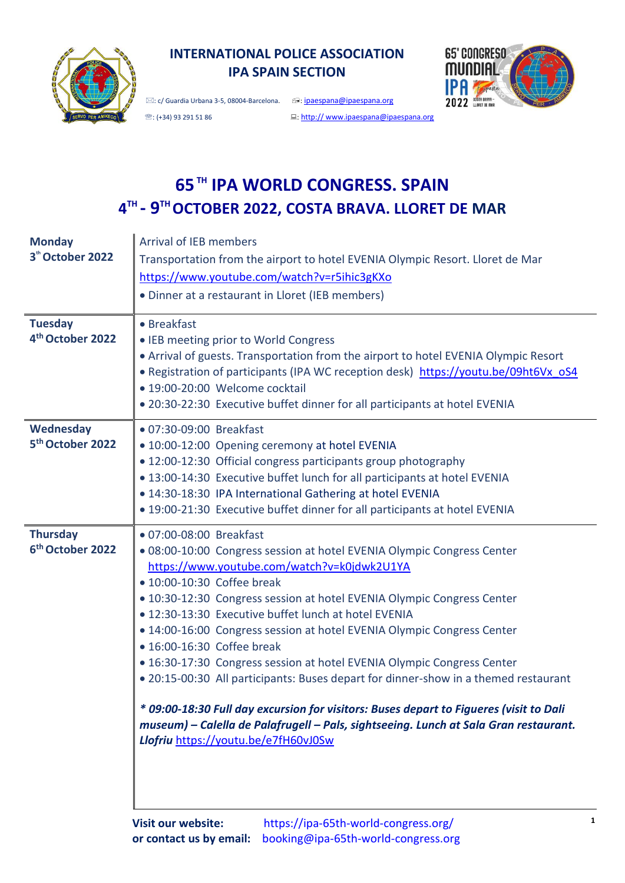**INTERNATIONAL POLICE ASSOCIATION**
**IPA SPAIN SECTION**

: c/ Guardia Urbana 3-5, 08004-Barcelona. : ipaespana@ipaespana.org

: (+34) 93 291 51 86 : http:// www.ipaespana@ipaespana.org

# 65 TH IPA WORLD CONGRESS. SPAIN

## 4TH - 9TH OCTOBER 2022, COSTA BRAVA. LLORET DE MAR

| | |
|---|---|
| **Monday**<br>**3th October 2022** | Arrival of IEB members<br>Transportation from the airport to hotel EVENIA Olympic Resort. Lloret de Mar<br>https://www.youtube.com/watch?v=r5ihic3gKXo<br>• Dinner at a restaurant in Lloret (IEB members) |
| **Tuesday**<br>**4th October 2022** | • Breakfast<br>• IEB meeting prior to World Congress<br>• Arrival of guests. Transportation from the airport to hotel EVENIA Olympic Resort<br>• Registration of participants (IPA WC reception desk) https://youtu.be/09ht6Vx_oS4<br>• 19:00-20:00 Welcome cocktail<br>• 20:30-22:30 Executive buffet dinner for all participants at hotel EVENIA |
| **Wednesday**<br>**5th October 2022** | • 07:30-09:00 Breakfast<br>• 10:00-12:00 Opening ceremony at hotel EVENIA<br>• 12:00-12:30 Official congress participants group photography<br>• 13:00-14:30 Executive buffet lunch for all participants at hotel EVENIA<br>• 14:30-18:30 IPA International Gathering at hotel EVENIA<br>• 19:00-21:30 Executive buffet dinner for all participants at hotel EVENIA |
| **Thursday**<br>**6th October 2022** | • 07:00-08:00 Breakfast<br>• 08:00-10:00 Congress session at hotel EVENIA Olympic Congress Center<br>https://www.youtube.com/watch?v=k0jdwk2U1YA<br>• 10:00-10:30 Coffee break<br>• 10:30-12:30 Congress session at hotel EVENIA Olympic Congress Center<br>• 12:30-13:30 Executive buffet lunch at hotel EVENIA<br>• 14:00-16:00 Congress session at hotel EVENIA Olympic Congress Center<br>• 16:00-16:30 Coffee break<br>• 16:30-17:30 Congress session at hotel EVENIA Olympic Congress Center<br>• 20:15-00:30 All participants: Buses depart for dinner-show in a themed restaurant<br><br>***\* 09:00-18:30 Full day excursion for visitors: Buses depart to Figueres (visit to Dali museum) – Calella de Palafrugell – Pals, sightseeing. Lunch at Sala Gran restaurant. Llofriu*** https://youtu.be/e7fH60vJ0Sw |

**Visit our website:** https://ipa-65th-world-congress.org/
**or contact us by email:** booking@ipa-65th-world-congress.org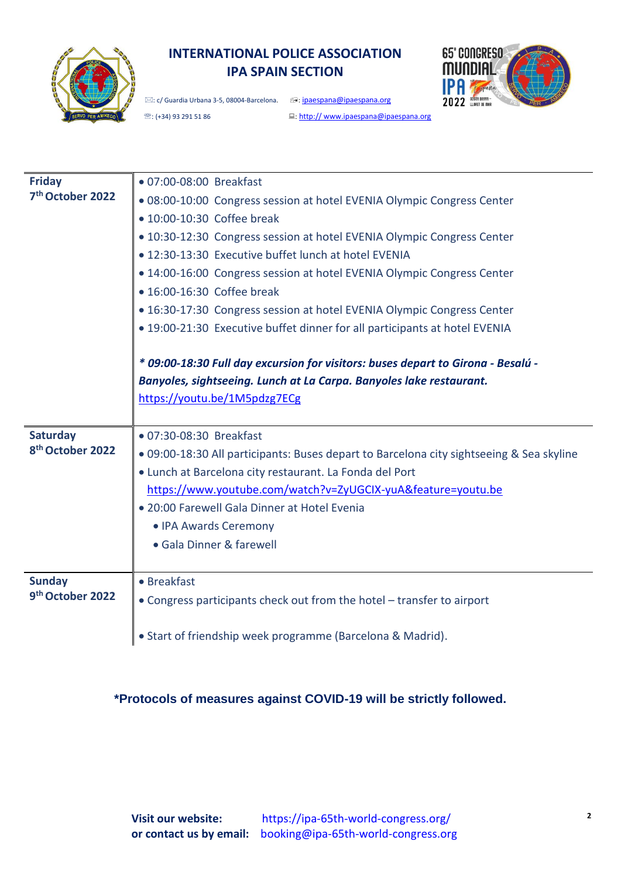**INTERNATIONAL POLICE ASSOCIATION**
**IPA SPAIN SECTION**

: c/ Guardia Urbana 3-5, 08004-Barcelona. : ipaespana@ipaespana.org
: (+34) 93 291 51 86 : http:// www.ipaespana@ipaespana.org

| **Friday 7th October 2022** | • 07:00-08:00 Breakfast<br>• 08:00-10:00 Congress session at hotel EVENIA Olympic Congress Center<br>• 10:00-10:30 Coffee break<br>• 10:30-12:30 Congress session at hotel EVENIA Olympic Congress Center<br>• 12:30-13:30 Executive buffet lunch at hotel EVENIA<br>• 14:00-16:00 Congress session at hotel EVENIA Olympic Congress Center<br>• 16:00-16:30 Coffee break<br>• 16:30-17:30 Congress session at hotel EVENIA Olympic Congress Center<br>• 19:00-21:30 Executive buffet dinner for all participants at hotel EVENIA<br><br>***\* 09:00-18:30 Full day excursion for visitors: buses depart to Girona - Besalú - Banyoles, sightseeing. Lunch at La Carpa. Banyoles lake restaurant.***<br>https://youtu.be/1M5pdzg7ECg |
|---|---|
| **Saturday 8th October 2022** | • 07:30-08:30 Breakfast<br>• 09:00-18:30 All participants: Buses depart to Barcelona city sightseeing & Sea skyline<br>• Lunch at Barcelona city restaurant. La Fonda del Port<br>https://www.youtube.com/watch?v=ZyUGCIX-yuA&feature=youtu.be<br>• 20:00 Farewell Gala Dinner at Hotel Evenia<br>• IPA Awards Ceremony<br>• Gala Dinner & farewell |
| **Sunday 9th October 2022** | • Breakfast<br>• Congress participants check out from the hotel – transfer to airport<br><br>• Start of friendship week programme (Barcelona & Madrid). |

**\*Protocols of measures against COVID-19 will be strictly followed.**

**Visit our website:** https://ipa-65th-world-congress.org/
**or contact us by email:** booking@ipa-65th-world-congress.org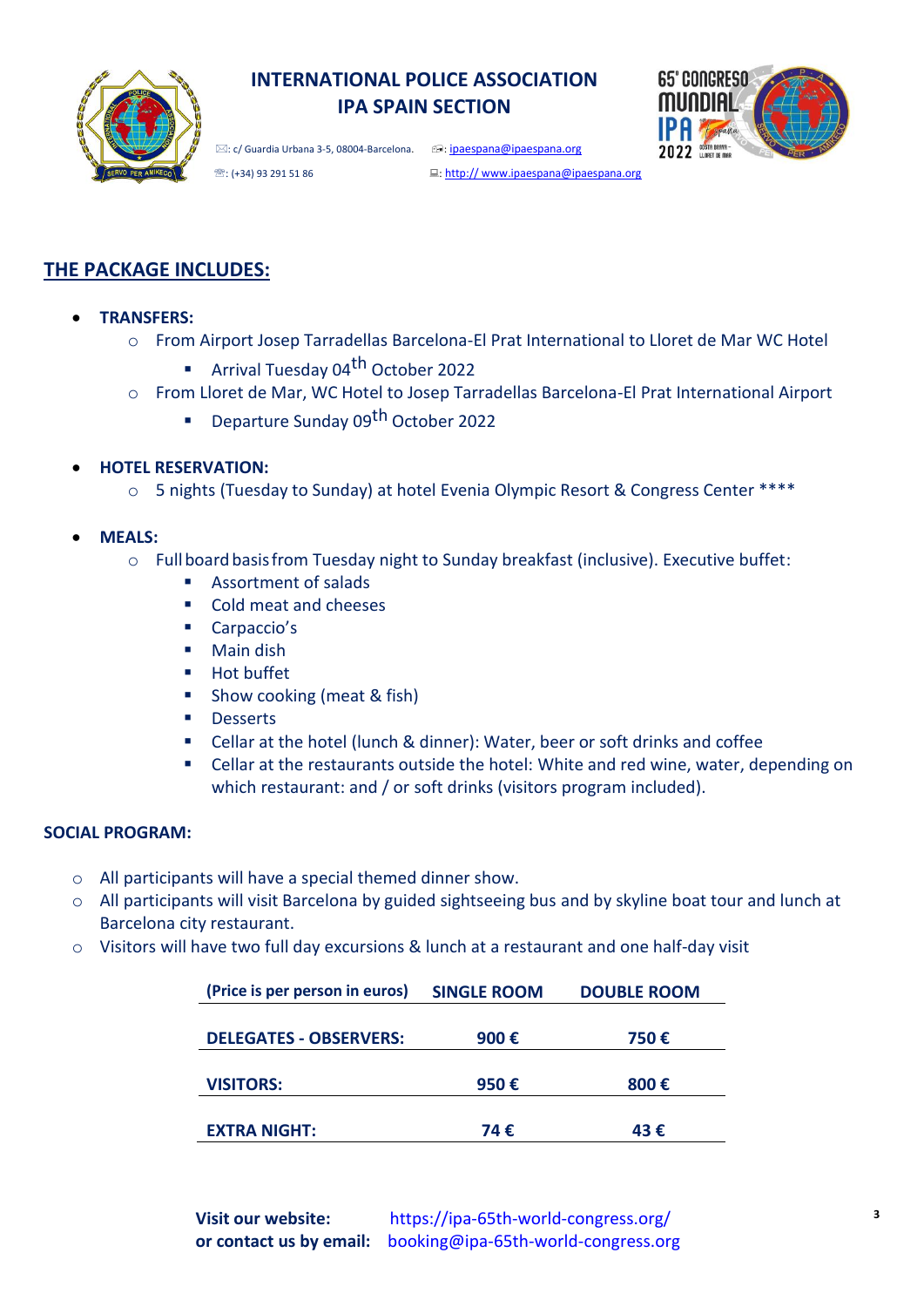# INTERNATIONAL POLICE ASSOCIATION
## IPA SPAIN SECTION

: c/ Guardia Urbana 3-5, 08004-Barcelona. : ipaespana@ipaespana.org

: (+34) 93 291 51 86 : http:// www.ipaespana@ipaespana.org

## THE PACKAGE INCLUDES:

- **TRANSFERS:**
  - From Airport Josep Tarradellas Barcelona-El Prat International to Lloret de Mar WC Hotel
    - Arrival Tuesday 04th October 2022
  - From Lloret de Mar, WC Hotel to Josep Tarradellas Barcelona-El Prat International Airport
    - Departure Sunday 09th October 2022

- **HOTEL RESERVATION:**
  - 5 nights (Tuesday to Sunday) at hotel Evenia Olympic Resort & Congress Center ****

- **MEALS:**
  - Full board basis from Tuesday night to Sunday breakfast (inclusive). Executive buffet:
    - Assortment of salads
    - Cold meat and cheeses
    - Carpaccio's
    - Main dish
    - Hot buffet
    - Show cooking (meat & fish)
    - Desserts
    - Cellar at the hotel (lunch & dinner): Water, beer or soft drinks and coffee
    - Cellar at the restaurants outside the hotel: White and red wine, water, depending on which restaurant: and / or soft drinks (visitors program included).

**SOCIAL PROGRAM:**

- All participants will have a special themed dinner show.
- All participants will visit Barcelona by guided sightseeing bus and by skyline boat tour and lunch at Barcelona city restaurant.
- Visitors will have two full day excursions & lunch at a restaurant and one half-day visit

| (Price is per person in euros) | SINGLE ROOM | DOUBLE ROOM |
|---|---|---|
| **DELEGATES - OBSERVERS:** | **900 €** | **750 €** |
| **VISITORS:** | **950 €** | **800 €** |
| **EXTRA NIGHT:** | **74 €** | **43 €** |

**Visit our website:** https://ipa-65th-world-congress.org/
**or contact us by email:** booking@ipa-65th-world-congress.org